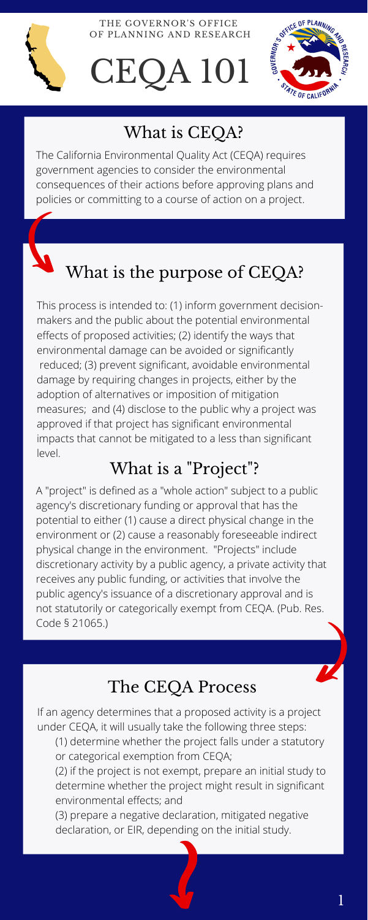THE GOVERNOR'S OFFICE OF PLANNING AND RESEARCH

# CEQA 101

## What is CEQA?

The California Environmental Quality Act (CEQA) requires government agencies to consider the environmental consequences of their actions before approving plans and policies or committing to a course of action on a project.

## What is the purpose of CEQA?

This process is intended to: (1) inform government decision-makers and the public about the potential environmental effects of proposed activities; (2) identify the ways that environmental damage can be avoided or significantly reduced; (3) prevent significant, avoidable environmental damage by requiring changes in projects, either by the adoption of alternatives or imposition of mitigation measures; and (4) disclose to the public why a project was approved if that project has significant environmental impacts that cannot be mitigated to a less than significant level.

## What is a "Project"?

A "project" is defined as a "whole action" subject to a public agency's discretionary funding or approval that has the potential to either (1) cause a direct physical change in the environment or (2) cause a reasonably foreseeable indirect physical change in the environment. "Projects" include discretionary activity by a public agency, a private activity that receives any public funding, or activities that involve the public agency's issuance of a discretionary approval and is not statutorily or categorically exempt from CEQA. (Pub. Res. Code § 21065.)

## The CEQA Process

If an agency determines that a proposed activity is a project under CEQA, it will usually take the following three steps:

(1) determine whether the project falls under a statutory or categorical exemption from CEQA;

(2) if the project is not exempt, prepare an initial study to determine whether the project might result in significant environmental effects; and

(3) prepare a negative declaration, mitigated negative declaration, or EIR, depending on the initial study.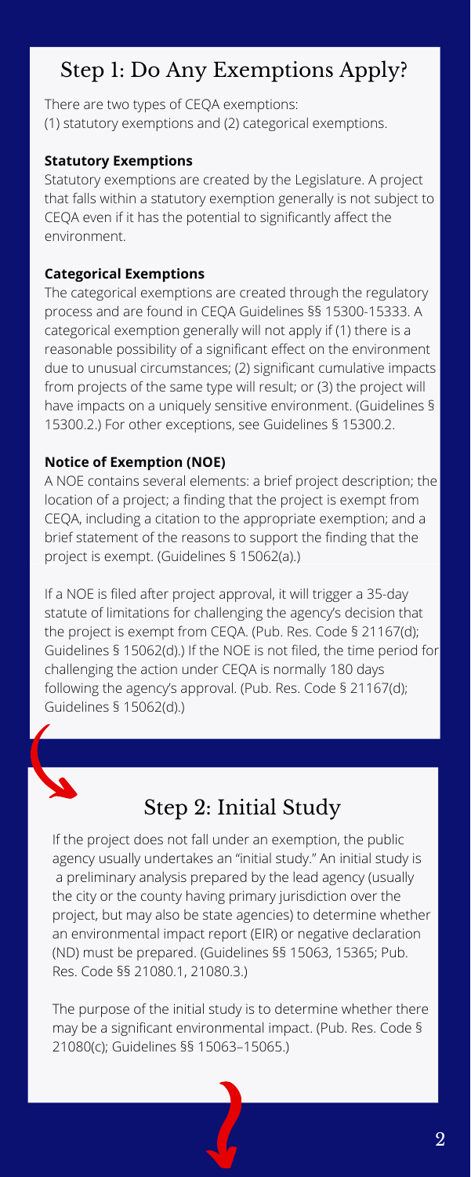## Step 1: Do Any Exemptions Apply?

There are two types of CEQA exemptions:
(1) statutory exemptions and (2) categorical exemptions.

**Statutory Exemptions**

Statutory exemptions are created by the Legislature. A project that falls within a statutory exemption generally is not subject to CEQA even if it has the potential to significantly affect the environment.

**Categorical Exemptions**

The categorical exemptions are created through the regulatory process and are found in CEQA Guidelines §§ 15300-15333. A categorical exemption generally will not apply if (1) there is a reasonable possibility of a significant effect on the environment due to unusual circumstances; (2) significant cumulative impacts from projects of the same type will result; or (3) the project will have impacts on a uniquely sensitive environment. (Guidelines § 15300.2.) For other exceptions, see Guidelines § 15300.2.

**Notice of Exemption (NOE)**

A NOE contains several elements: a brief project description; the location of a project; a finding that the project is exempt from CEQA, including a citation to the appropriate exemption; and a brief statement of the reasons to support the finding that the project is exempt. (Guidelines § 15062(a).)

If a NOE is filed after project approval, it will trigger a 35-day statute of limitations for challenging the agency's decision that the project is exempt from CEQA. (Pub. Res. Code § 21167(d); Guidelines § 15062(d).) If the NOE is not filed, the time period for challenging the action under CEQA is normally 180 days following the agency's approval. (Pub. Res. Code § 21167(d); Guidelines § 15062(d).)

## Step 2: Initial Study

If the project does not fall under an exemption, the public agency usually undertakes an "initial study." An initial study is a preliminary analysis prepared by the lead agency (usually the city or the county having primary jurisdiction over the project, but may also be state agencies) to determine whether an environmental impact report (EIR) or negative declaration (ND) must be prepared. (Guidelines §§ 15063, 15365; Pub. Res. Code §§ 21080.1, 21080.3.)

The purpose of the initial study is to determine whether there may be a significant environmental impact. (Pub. Res. Code § 21080(c); Guidelines §§ 15063–15065.)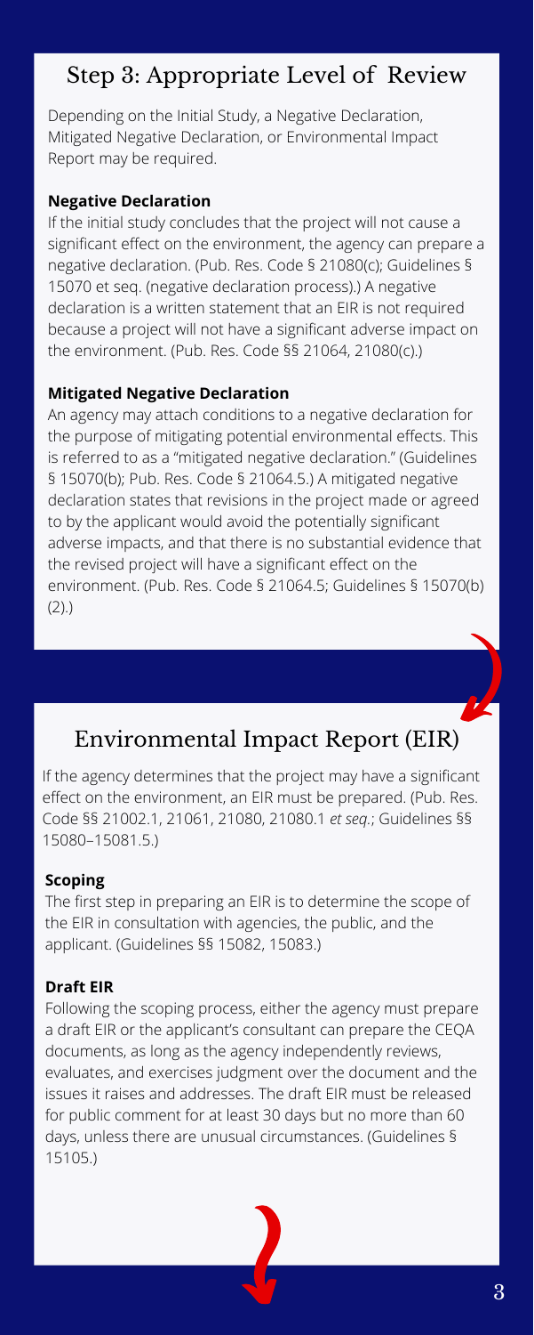## Step 3: Appropriate Level of Review

Depending on the Initial Study, a Negative Declaration, Mitigated Negative Declaration, or Environmental Impact Report may be required.

**Negative Declaration**

If the initial study concludes that the project will not cause a significant effect on the environment, the agency can prepare a negative declaration. (Pub. Res. Code § 21080(c); Guidelines § 15070 et seq. (negative declaration process).) A negative declaration is a written statement that an EIR is not required because a project will not have a significant adverse impact on the environment. (Pub. Res. Code §§ 21064, 21080(c).)

**Mitigated Negative Declaration**

An agency may attach conditions to a negative declaration for the purpose of mitigating potential environmental effects. This is referred to as a "mitigated negative declaration." (Guidelines § 15070(b); Pub. Res. Code § 21064.5.) A mitigated negative declaration states that revisions in the project made or agreed to by the applicant would avoid the potentially significant adverse impacts, and that there is no substantial evidence that the revised project will have a significant effect on the environment. (Pub. Res. Code § 21064.5; Guidelines § 15070(b)(2).)

## Environmental Impact Report (EIR)

If the agency determines that the project may have a significant effect on the environment, an EIR must be prepared. (Pub. Res. Code §§ 21002.1, 21061, 21080, 21080.1 *et seq.*; Guidelines §§ 15080–15081.5.)

**Scoping**

The first step in preparing an EIR is to determine the scope of the EIR in consultation with agencies, the public, and the applicant. (Guidelines §§ 15082, 15083.)

**Draft EIR**

Following the scoping process, either the agency must prepare a draft EIR or the applicant's consultant can prepare the CEQA documents, as long as the agency independently reviews, evaluates, and exercises judgment over the document and the issues it raises and addresses. The draft EIR must be released for public comment for at least 30 days but no more than 60 days, unless there are unusual circumstances. (Guidelines § 15105.)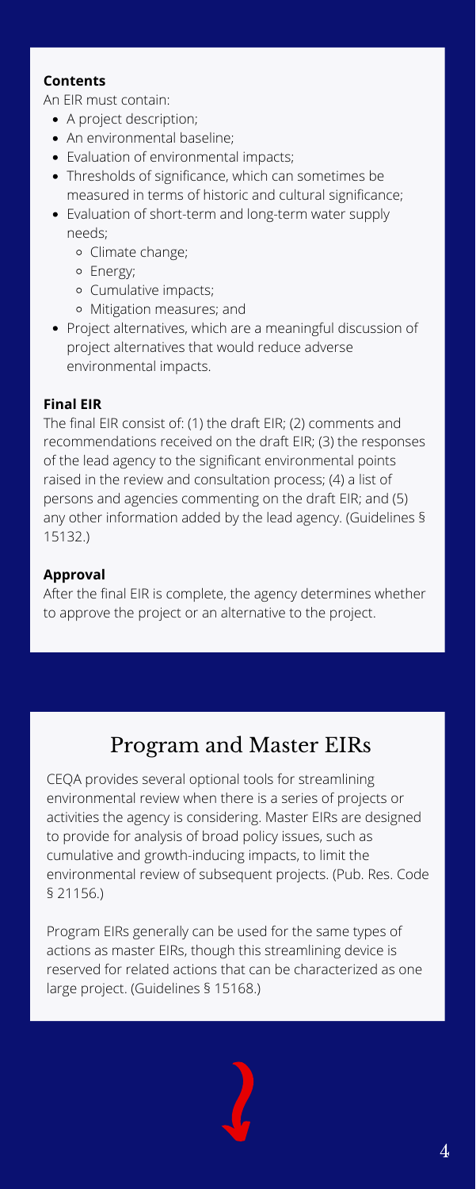**Contents**

An EIR must contain:

- A project description;
- An environmental baseline;
- Evaluation of environmental impacts;
- Thresholds of significance, which can sometimes be measured in terms of historic and cultural significance;
- Evaluation of short-term and long-term water supply needs;
  - Climate change;
  - Energy;
  - Cumulative impacts;
  - Mitigation measures; and
- Project alternatives, which are a meaningful discussion of project alternatives that would reduce adverse environmental impacts.

**Final EIR**

The final EIR consist of: (1) the draft EIR; (2) comments and recommendations received on the draft EIR; (3) the responses of the lead agency to the significant environmental points raised in the review and consultation process; (4) a list of persons and agencies commenting on the draft EIR; and (5) any other information added by the lead agency. (Guidelines § 15132.)

**Approval**

After the final EIR is complete, the agency determines whether to approve the project or an alternative to the project.

## Program and Master EIRs

CEQA provides several optional tools for streamlining environmental review when there is a series of projects or activities the agency is considering. Master EIRs are designed to provide for analysis of broad policy issues, such as cumulative and growth-inducing impacts, to limit the environmental review of subsequent projects. (Pub. Res. Code § 21156.)

Program EIRs generally can be used for the same types of actions as master EIRs, though this streamlining device is reserved for related actions that can be characterized as one large project. (Guidelines § 15168.)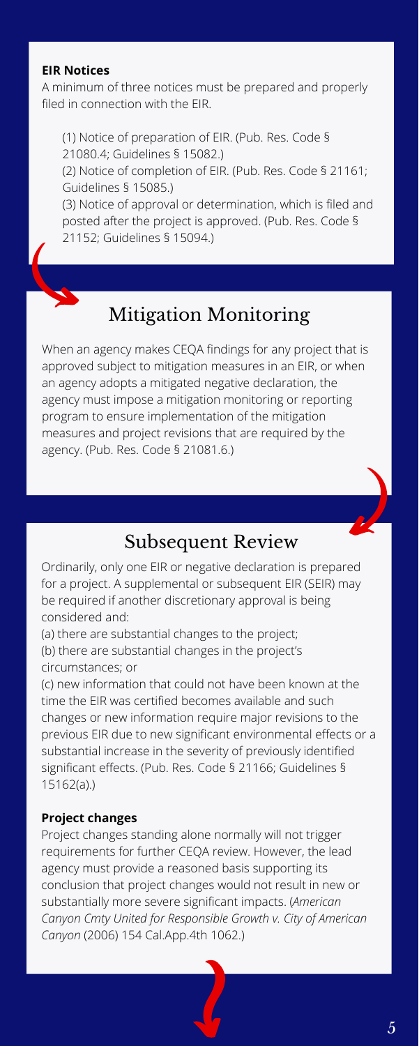**EIR Notices**

A minimum of three notices must be prepared and properly filed in connection with the EIR.

(1) Notice of preparation of EIR. (Pub. Res. Code § 21080.4; Guidelines § 15082.)
(2) Notice of completion of EIR. (Pub. Res. Code § 21161; Guidelines § 15085.)
(3) Notice of approval or determination, which is filed and posted after the project is approved. (Pub. Res. Code § 21152; Guidelines § 15094.)

## Mitigation Monitoring

When an agency makes CEQA findings for any project that is approved subject to mitigation measures in an EIR, or when an agency adopts a mitigated negative declaration, the agency must impose a mitigation monitoring or reporting program to ensure implementation of the mitigation measures and project revisions that are required by the agency. (Pub. Res. Code § 21081.6.)

## Subsequent Review

Ordinarily, only one EIR or negative declaration is prepared for a project. A supplemental or subsequent EIR (SEIR) may be required if another discretionary approval is being considered and:

(a) there are substantial changes to the project;
(b) there are substantial changes in the project's circumstances; or
(c) new information that could not have been known at the time the EIR was certified becomes available and such changes or new information require major revisions to the previous EIR due to new significant environmental effects or a substantial increase in the severity of previously identified significant effects. (Pub. Res. Code § 21166; Guidelines § 15162(a).)

**Project changes**

Project changes standing alone normally will not trigger requirements for further CEQA review. However, the lead agency must provide a reasoned basis supporting its conclusion that project changes would not result in new or substantially more severe significant impacts. (*American Canyon Cmty United for Responsible Growth v. City of American Canyon* (2006) 154 Cal.App.4th 1062.)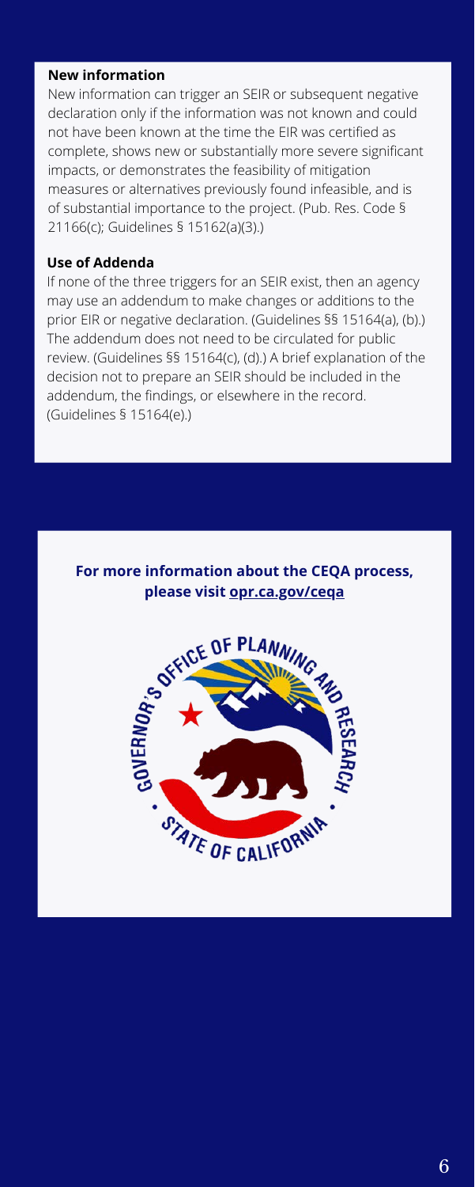### New information

New information can trigger an SEIR or subsequent negative declaration only if the information was not known and could not have been known at the time the EIR was certified as complete, shows new or substantially more severe significant impacts, or demonstrates the feasibility of mitigation measures or alternatives previously found infeasible, and is of substantial importance to the project. (Pub. Res. Code § 21166(c); Guidelines § 15162(a)(3).)

### Use of Addenda

If none of the three triggers for an SEIR exist, then an agency may use an addendum to make changes or additions to the prior EIR or negative declaration. (Guidelines §§ 15164(a), (b).) The addendum does not need to be circulated for public review. (Guidelines §§ 15164(c), (d).) A brief explanation of the decision not to prepare an SEIR should be included in the addendum, the findings, or elsewhere in the record. (Guidelines § 15164(e).)

**For more information about the CEQA process, please visit opr.ca.gov/ceqa**

GOVERNOR'S OFFICE OF PLANNING AND RESEARCH • STATE OF CALIFORNIA •